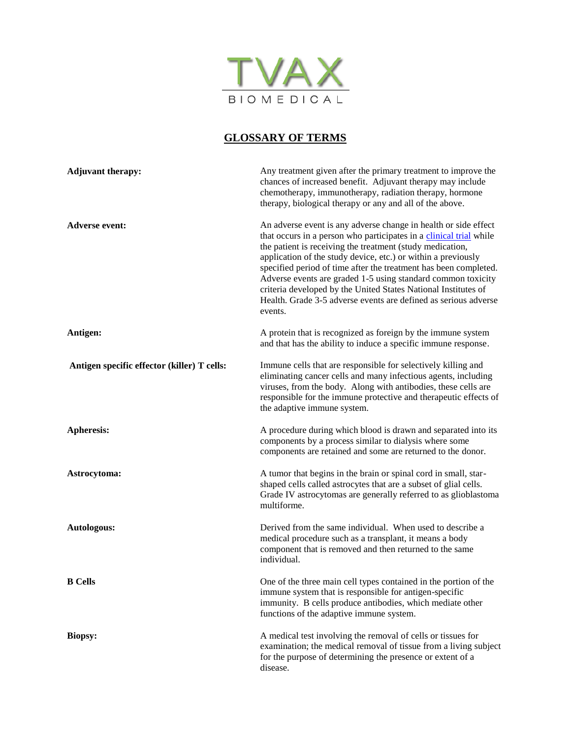TVAX BIOMEDICAL

# GLOSSARY OF TERMS

**Adjuvant therapy:** Any treatment given after the primary treatment to improve the chances of increased benefit. Adjuvant therapy may include chemotherapy, immunotherapy, radiation therapy, hormone therapy, biological therapy or any and all of the above.

**Adverse event:** An adverse event is any adverse change in health or side effect that occurs in a person who participates in a clinical trial while the patient is receiving the treatment (study medication, application of the study device, etc.) or within a previously specified period of time after the treatment has been completed. Adverse events are graded 1-5 using standard common toxicity criteria developed by the United States National Institutes of Health. Grade 3-5 adverse events are defined as serious adverse events.

**Antigen:** A protein that is recognized as foreign by the immune system and that has the ability to induce a specific immune response.

**Antigen specific effector (killer) T cells:** Immune cells that are responsible for selectively killing and eliminating cancer cells and many infectious agents, including viruses, from the body. Along with antibodies, these cells are responsible for the immune protective and therapeutic effects of the adaptive immune system.

**Apheresis:** A procedure during which blood is drawn and separated into its components by a process similar to dialysis where some components are retained and some are returned to the donor.

**Astrocytoma:** A tumor that begins in the brain or spinal cord in small, star-shaped cells called astrocytes that are a subset of glial cells. Grade IV astrocytomas are generally referred to as glioblastoma multiforme.

**Autologous:** Derived from the same individual. When used to describe a medical procedure such as a transplant, it means a body component that is removed and then returned to the same individual.

**B Cells** One of the three main cell types contained in the portion of the immune system that is responsible for antigen-specific immunity. B cells produce antibodies, which mediate other functions of the adaptive immune system.

**Biopsy:** A medical test involving the removal of cells or tissues for examination; the medical removal of tissue from a living subject for the purpose of determining the presence or extent of a disease.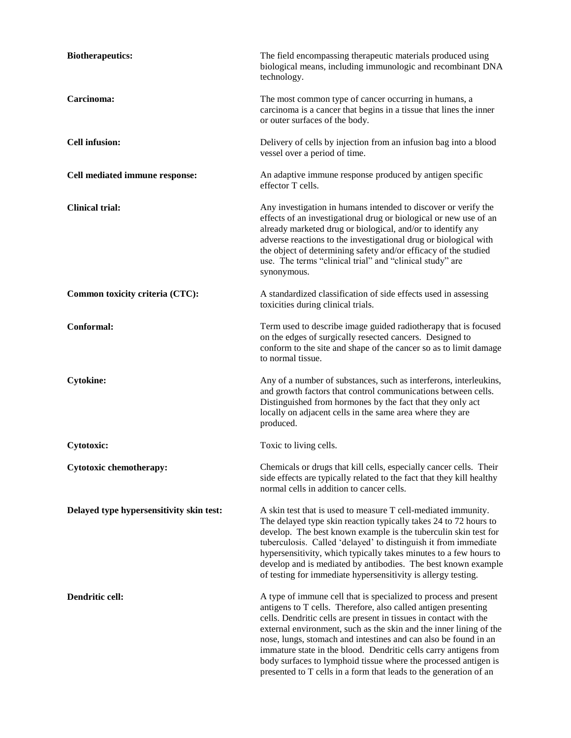**Biotherapeutics:** The field encompassing therapeutic materials produced using biological means, including immunologic and recombinant DNA technology.

**Carcinoma:** The most common type of cancer occurring in humans, a carcinoma is a cancer that begins in a tissue that lines the inner or outer surfaces of the body.

**Cell infusion:** Delivery of cells by injection from an infusion bag into a blood vessel over a period of time.

**Cell mediated immune response:** An adaptive immune response produced by antigen specific effector T cells.

**Clinical trial:** Any investigation in humans intended to discover or verify the effects of an investigational drug or biological or new use of an already marketed drug or biological, and/or to identify any adverse reactions to the investigational drug or biological with the object of determining safety and/or efficacy of the studied use. The terms "clinical trial" and "clinical study" are synonymous.

**Common toxicity criteria (CTC):** A standardized classification of side effects used in assessing toxicities during clinical trials.

**Conformal:** Term used to describe image guided radiotherapy that is focused on the edges of surgically resected cancers. Designed to conform to the site and shape of the cancer so as to limit damage to normal tissue.

**Cytokine:** Any of a number of substances, such as interferons, interleukins, and growth factors that control communications between cells. Distinguished from hormones by the fact that they only act locally on adjacent cells in the same area where they are produced.

**Cytotoxic:** Toxic to living cells.

**Cytotoxic chemotherapy:** Chemicals or drugs that kill cells, especially cancer cells. Their side effects are typically related to the fact that they kill healthy normal cells in addition to cancer cells.

**Delayed type hypersensitivity skin test:** A skin test that is used to measure T cell-mediated immunity. The delayed type skin reaction typically takes 24 to 72 hours to develop. The best known example is the tuberculin skin test for tuberculosis. Called 'delayed' to distinguish it from immediate hypersensitivity, which typically takes minutes to a few hours to develop and is mediated by antibodies. The best known example of testing for immediate hypersensitivity is allergy testing.

**Dendritic cell:** A type of immune cell that is specialized to process and present antigens to T cells. Therefore, also called antigen presenting cells. Dendritic cells are present in tissues in contact with the external environment, such as the skin and the inner lining of the nose, lungs, stomach and intestines and can also be found in an immature state in the blood. Dendritic cells carry antigens from body surfaces to lymphoid tissue where the processed antigen is presented to T cells in a form that leads to the generation of an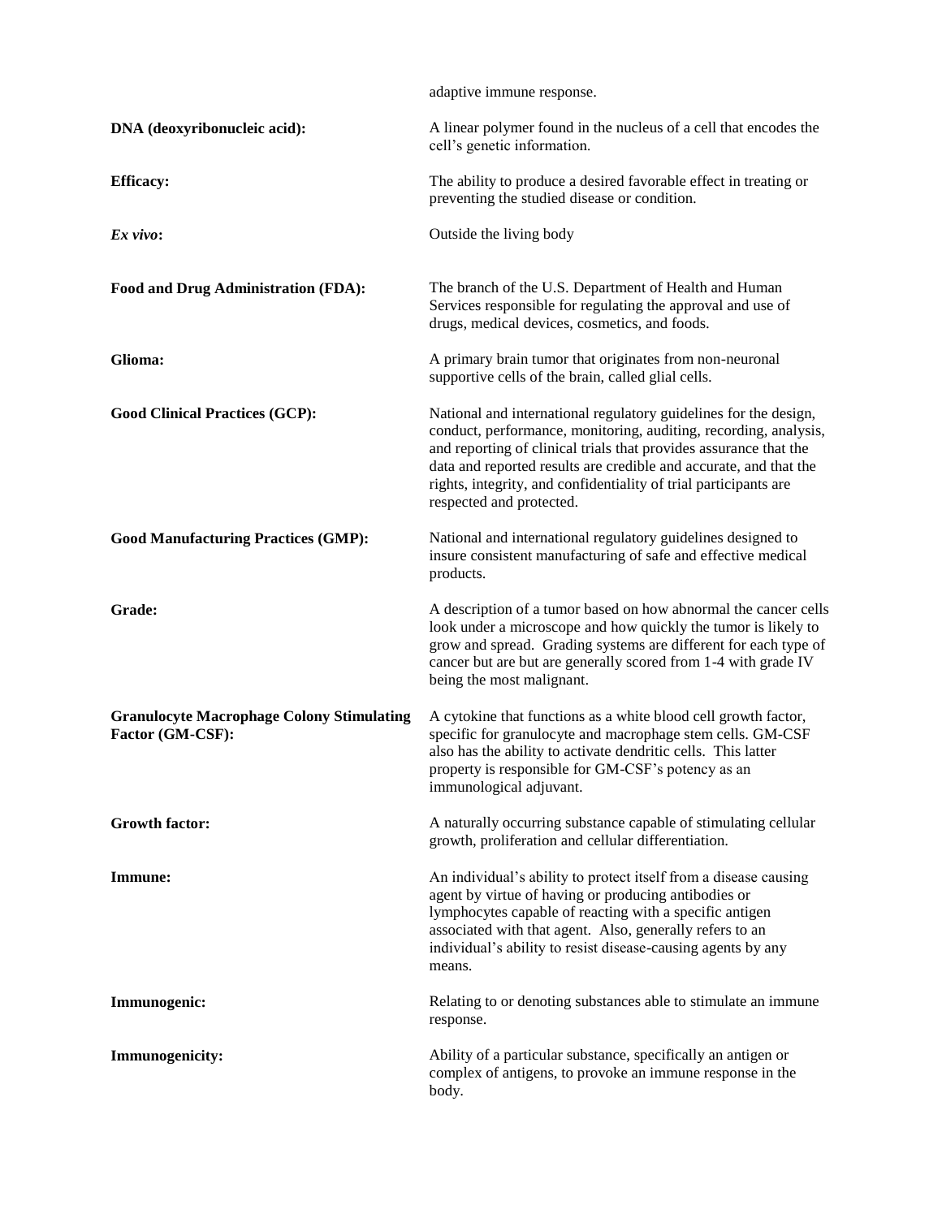adaptive immune response.

**DNA (deoxyribonucleic acid):** A linear polymer found in the nucleus of a cell that encodes the cell's genetic information.

**Efficacy:** The ability to produce a desired favorable effect in treating or preventing the studied disease or condition.

***Ex vivo*:** Outside the living body

**Food and Drug Administration (FDA):** The branch of the U.S. Department of Health and Human Services responsible for regulating the approval and use of drugs, medical devices, cosmetics, and foods.

**Glioma:** A primary brain tumor that originates from non-neuronal supportive cells of the brain, called glial cells.

**Good Clinical Practices (GCP):** National and international regulatory guidelines for the design, conduct, performance, monitoring, auditing, recording, analysis, and reporting of clinical trials that provides assurance that the data and reported results are credible and accurate, and that the rights, integrity, and confidentiality of trial participants are respected and protected.

**Good Manufacturing Practices (GMP):** National and international regulatory guidelines designed to insure consistent manufacturing of safe and effective medical products.

**Grade:** A description of a tumor based on how abnormal the cancer cells look under a microscope and how quickly the tumor is likely to grow and spread. Grading systems are different for each type of cancer but are but are generally scored from 1-4 with grade IV being the most malignant.

**Granulocyte Macrophage Colony Stimulating Factor (GM-CSF):** A cytokine that functions as a white blood cell growth factor, specific for granulocyte and macrophage stem cells. GM-CSF also has the ability to activate dendritic cells. This latter property is responsible for GM-CSF's potency as an immunological adjuvant.

**Growth factor:** A naturally occurring substance capable of stimulating cellular growth, proliferation and cellular differentiation.

**Immune:** An individual's ability to protect itself from a disease causing agent by virtue of having or producing antibodies or lymphocytes capable of reacting with a specific antigen associated with that agent. Also, generally refers to an individual's ability to resist disease-causing agents by any means.

**Immunogenic:** Relating to or denoting substances able to stimulate an immune response.

**Immunogenicity:** Ability of a particular substance, specifically an antigen or complex of antigens, to provoke an immune response in the body.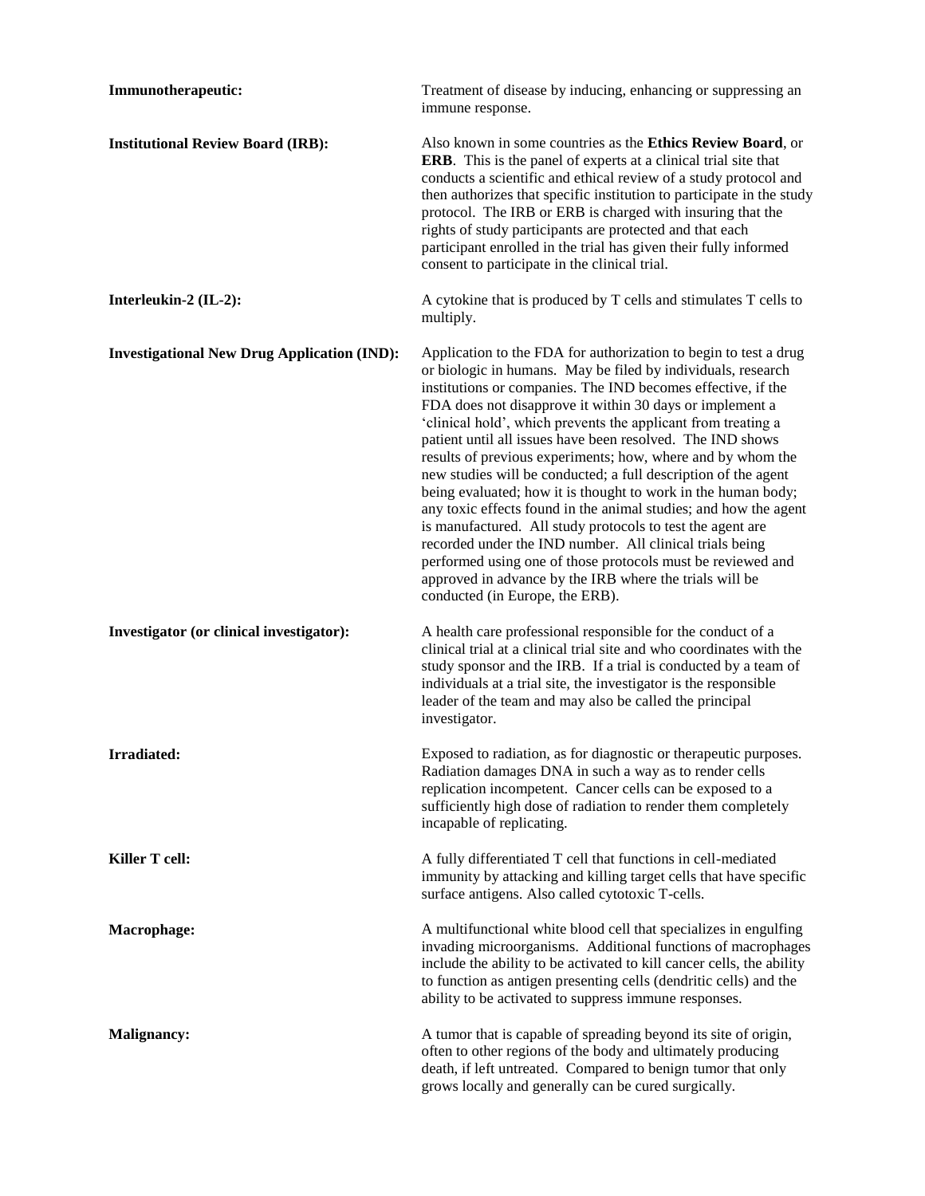**Immunotherapeutic:** Treatment of disease by inducing, enhancing or suppressing an immune response.

**Institutional Review Board (IRB):** Also known in some countries as the **Ethics Review Board**, or **ERB**. This is the panel of experts at a clinical trial site that conducts a scientific and ethical review of a study protocol and then authorizes that specific institution to participate in the study protocol. The IRB or ERB is charged with insuring that the rights of study participants are protected and that each participant enrolled in the trial has given their fully informed consent to participate in the clinical trial.

**Interleukin-2 (IL-2):** A cytokine that is produced by T cells and stimulates T cells to multiply.

**Investigational New Drug Application (IND):** Application to the FDA for authorization to begin to test a drug or biologic in humans. May be filed by individuals, research institutions or companies. The IND becomes effective, if the FDA does not disapprove it within 30 days or implement a 'clinical hold', which prevents the applicant from treating a patient until all issues have been resolved. The IND shows results of previous experiments; how, where and by whom the new studies will be conducted; a full description of the agent being evaluated; how it is thought to work in the human body; any toxic effects found in the animal studies; and how the agent is manufactured. All study protocols to test the agent are recorded under the IND number. All clinical trials being performed using one of those protocols must be reviewed and approved in advance by the IRB where the trials will be conducted (in Europe, the ERB).

**Investigator (or clinical investigator):** A health care professional responsible for the conduct of a clinical trial at a clinical trial site and who coordinates with the study sponsor and the IRB. If a trial is conducted by a team of individuals at a trial site, the investigator is the responsible leader of the team and may also be called the principal investigator.

**Irradiated:** Exposed to radiation, as for diagnostic or therapeutic purposes. Radiation damages DNA in such a way as to render cells replication incompetent. Cancer cells can be exposed to a sufficiently high dose of radiation to render them completely incapable of replicating.

**Killer T cell:** A fully differentiated T cell that functions in cell-mediated immunity by attacking and killing target cells that have specific surface antigens. Also called cytotoxic T-cells.

**Macrophage:** A multifunctional white blood cell that specializes in engulfing invading microorganisms. Additional functions of macrophages include the ability to be activated to kill cancer cells, the ability to function as antigen presenting cells (dendritic cells) and the ability to be activated to suppress immune responses.

**Malignancy:** A tumor that is capable of spreading beyond its site of origin, often to other regions of the body and ultimately producing death, if left untreated. Compared to benign tumor that only grows locally and generally can be cured surgically.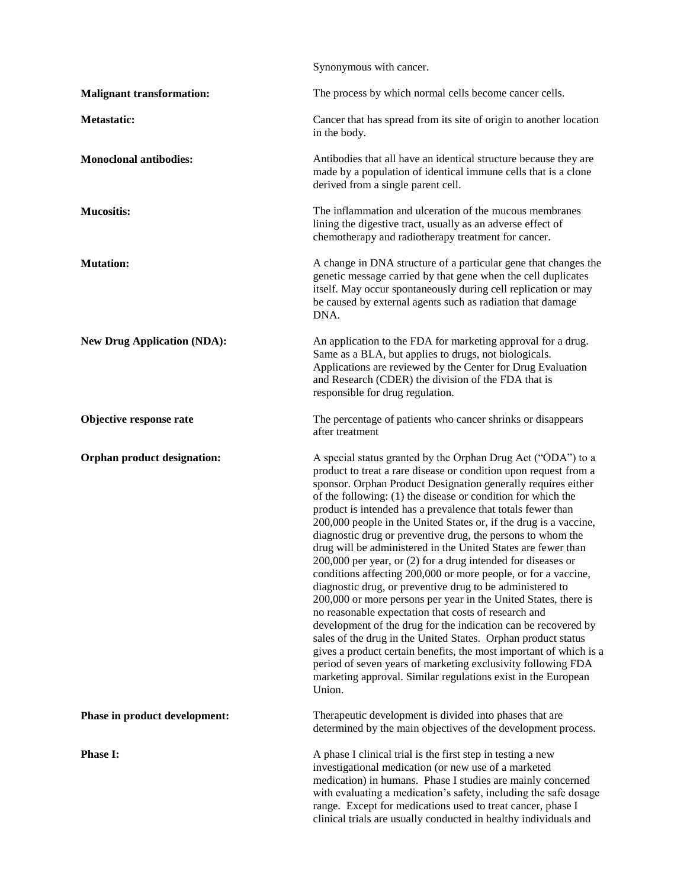Synonymous with cancer.

**Malignant transformation:** The process by which normal cells become cancer cells.

**Metastatic:** Cancer that has spread from its site of origin to another location in the body.

**Monoclonal antibodies:** Antibodies that all have an identical structure because they are made by a population of identical immune cells that is a clone derived from a single parent cell.

**Mucositis:** The inflammation and ulceration of the mucous membranes lining the digestive tract, usually as an adverse effect of chemotherapy and radiotherapy treatment for cancer.

**Mutation:** A change in DNA structure of a particular gene that changes the genetic message carried by that gene when the cell duplicates itself. May occur spontaneously during cell replication or may be caused by external agents such as radiation that damage DNA.

**New Drug Application (NDA):** An application to the FDA for marketing approval for a drug. Same as a BLA, but applies to drugs, not biologicals. Applications are reviewed by the Center for Drug Evaluation and Research (CDER) the division of the FDA that is responsible for drug regulation.

**Objective response rate** The percentage of patients who cancer shrinks or disappears after treatment

**Orphan product designation:** A special status granted by the Orphan Drug Act ("ODA") to a product to treat a rare disease or condition upon request from a sponsor. Orphan Product Designation generally requires either of the following: (1) the disease or condition for which the product is intended has a prevalence that totals fewer than 200,000 people in the United States or, if the drug is a vaccine, diagnostic drug or preventive drug, the persons to whom the drug will be administered in the United States are fewer than 200,000 per year, or (2) for a drug intended for diseases or conditions affecting 200,000 or more people, or for a vaccine, diagnostic drug, or preventive drug to be administered to 200,000 or more persons per year in the United States, there is no reasonable expectation that costs of research and development of the drug for the indication can be recovered by sales of the drug in the United States. Orphan product status gives a product certain benefits, the most important of which is a period of seven years of marketing exclusivity following FDA marketing approval. Similar regulations exist in the European Union.

**Phase in product development:** Therapeutic development is divided into phases that are determined by the main objectives of the development process.

**Phase I:** A phase I clinical trial is the first step in testing a new investigational medication (or new use of a marketed medication) in humans. Phase I studies are mainly concerned with evaluating a medication's safety, including the safe dosage range. Except for medications used to treat cancer, phase I clinical trials are usually conducted in healthy individuals and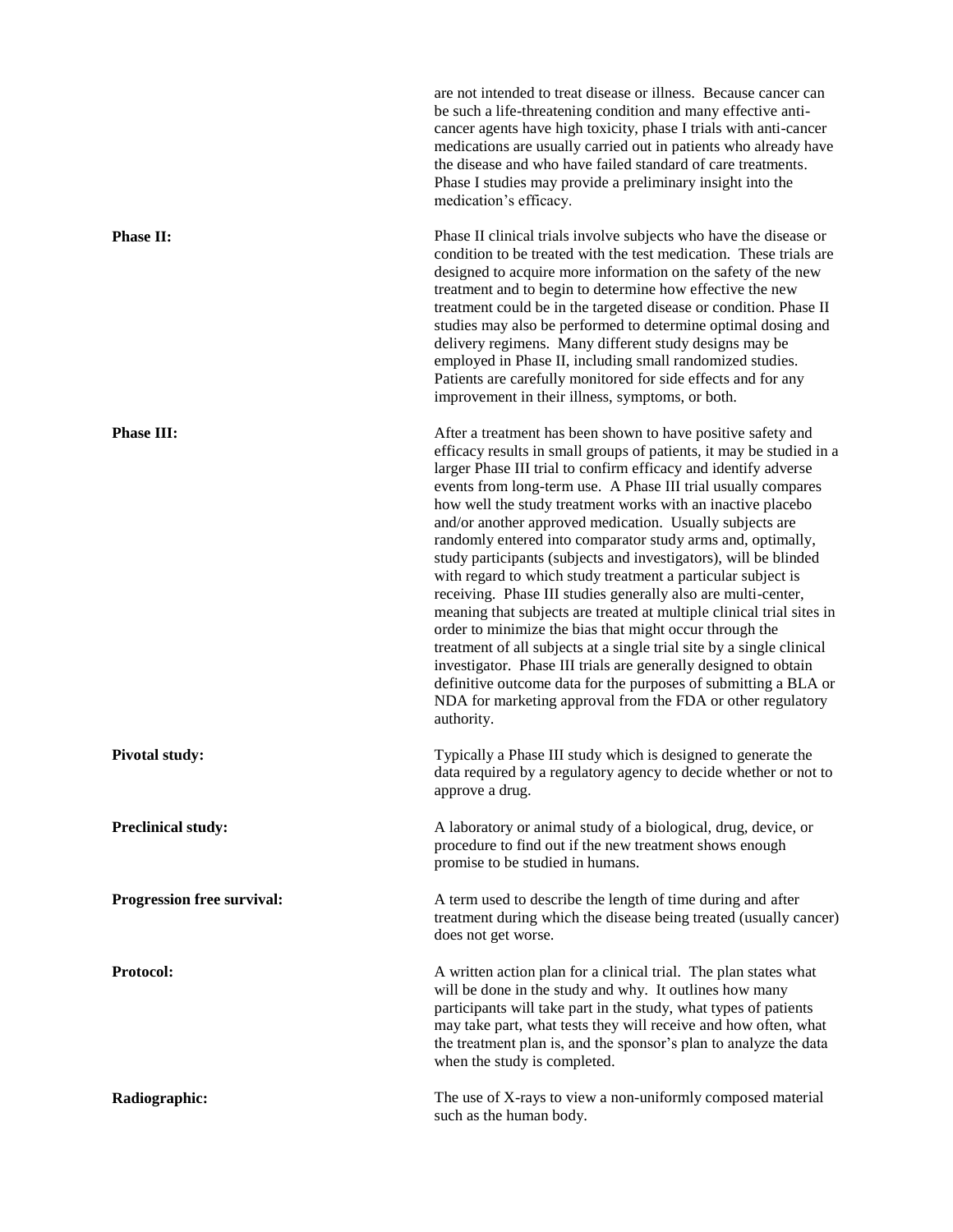are not intended to treat disease or illness. Because cancer can be such a life-threatening condition and many effective anti-cancer agents have high toxicity, phase I trials with anti-cancer medications are usually carried out in patients who already have the disease and who have failed standard of care treatments. Phase I studies may provide a preliminary insight into the medication's efficacy.

**Phase II:** Phase II clinical trials involve subjects who have the disease or condition to be treated with the test medication. These trials are designed to acquire more information on the safety of the new treatment and to begin to determine how effective the new treatment could be in the targeted disease or condition. Phase II studies may also be performed to determine optimal dosing and delivery regimens. Many different study designs may be employed in Phase II, including small randomized studies. Patients are carefully monitored for side effects and for any improvement in their illness, symptoms, or both.

**Phase III:** After a treatment has been shown to have positive safety and efficacy results in small groups of patients, it may be studied in a larger Phase III trial to confirm efficacy and identify adverse events from long-term use. A Phase III trial usually compares how well the study treatment works with an inactive placebo and/or another approved medication. Usually subjects are randomly entered into comparator study arms and, optimally, study participants (subjects and investigators), will be blinded with regard to which study treatment a particular subject is receiving. Phase III studies generally also are multi-center, meaning that subjects are treated at multiple clinical trial sites in order to minimize the bias that might occur through the treatment of all subjects at a single trial site by a single clinical investigator. Phase III trials are generally designed to obtain definitive outcome data for the purposes of submitting a BLA or NDA for marketing approval from the FDA or other regulatory authority.

**Pivotal study:** Typically a Phase III study which is designed to generate the data required by a regulatory agency to decide whether or not to approve a drug.

**Preclinical study:** A laboratory or animal study of a biological, drug, device, or procedure to find out if the new treatment shows enough promise to be studied in humans.

**Progression free survival:** A term used to describe the length of time during and after treatment during which the disease being treated (usually cancer) does not get worse.

**Protocol:** A written action plan for a clinical trial. The plan states what will be done in the study and why. It outlines how many participants will take part in the study, what types of patients may take part, what tests they will receive and how often, what the treatment plan is, and the sponsor's plan to analyze the data when the study is completed.

**Radiographic:** The use of X-rays to view a non-uniformly composed material such as the human body.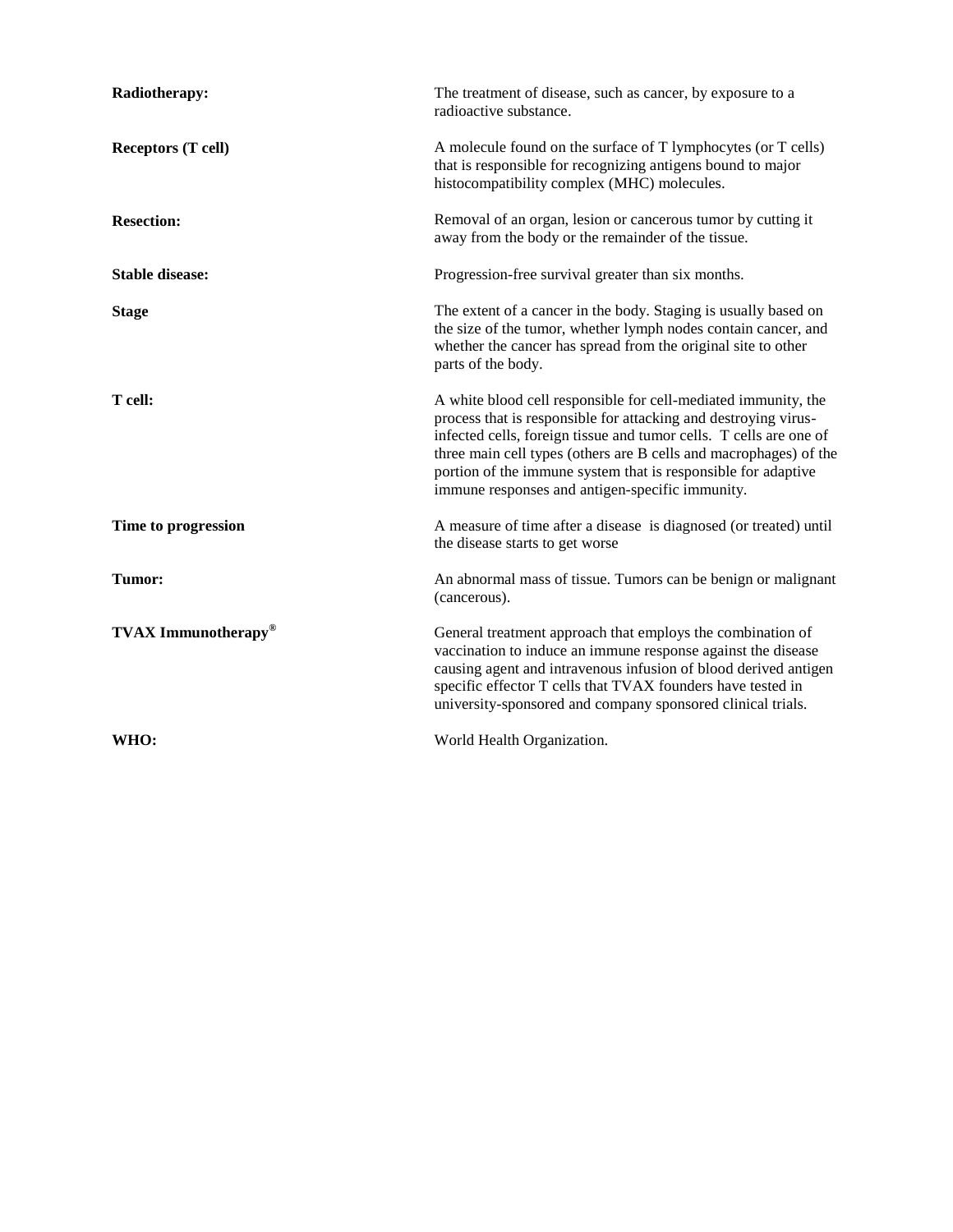**Radiotherapy:** The treatment of disease, such as cancer, by exposure to a radioactive substance.

**Receptors (T cell)** A molecule found on the surface of T lymphocytes (or T cells) that is responsible for recognizing antigens bound to major histocompatibility complex (MHC) molecules.

**Resection:** Removal of an organ, lesion or cancerous tumor by cutting it away from the body or the remainder of the tissue.

**Stable disease:** Progression-free survival greater than six months.

**Stage** The extent of a cancer in the body. Staging is usually based on the size of the tumor, whether lymph nodes contain cancer, and whether the cancer has spread from the original site to other parts of the body.

**T cell:** A white blood cell responsible for cell-mediated immunity, the process that is responsible for attacking and destroying virus-infected cells, foreign tissue and tumor cells. T cells are one of three main cell types (others are B cells and macrophages) of the portion of the immune system that is responsible for adaptive immune responses and antigen-specific immunity.

**Time to progression** A measure of time after a disease is diagnosed (or treated) until the disease starts to get worse

**Tumor:** An abnormal mass of tissue. Tumors can be benign or malignant (cancerous).

**TVAX Immunotherapy®** General treatment approach that employs the combination of vaccination to induce an immune response against the disease causing agent and intravenous infusion of blood derived antigen specific effector T cells that TVAX founders have tested in university-sponsored and company sponsored clinical trials.

**WHO:** World Health Organization.